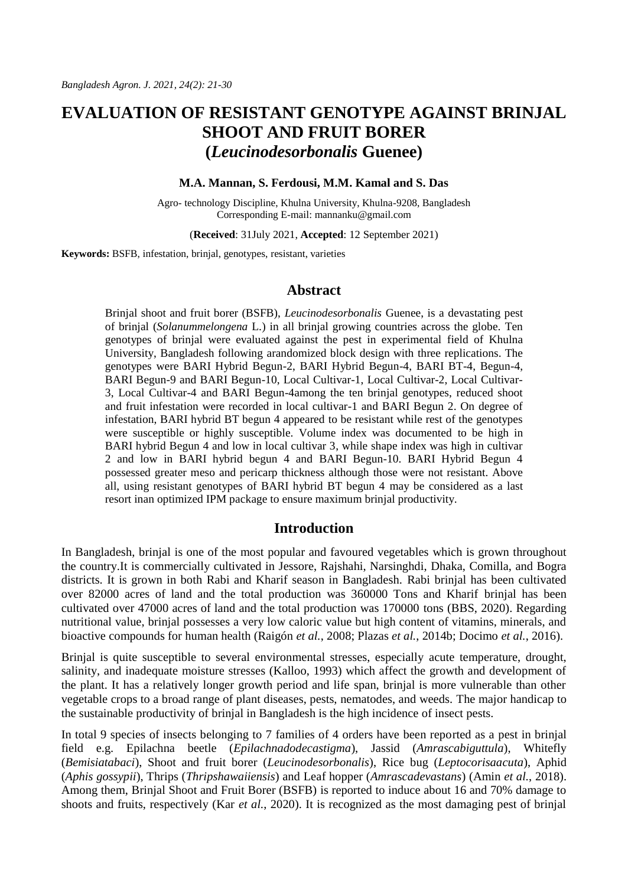# EVALUATION OF RESISTANT GENOTYPE AGAINST BRINJAL SHOOT AND FRUIT BORER (*Leucinodesorbonalis* Guenee)

**M.A. Mannan, S. Ferdousi, M.M. Kamal and S. Das**

Agro- technology Discipline, Khulna University, Khulna-9208, Bangladesh
Corresponding E-mail: mannanku@gmail.com

(**Received**: 31July 2021, **Accepted**: 12 September 2021)

**Keywords:** BSFB, infestation, brinjal, genotypes, resistant, varieties

## Abstract

Brinjal shoot and fruit borer (BSFB), *Leucinodesorbonalis* Guenee, is a devastating pest of brinjal (*Solanummelongena* L.) in all brinjal growing countries across the globe. Ten genotypes of brinjal were evaluated against the pest in experimental field of Khulna University, Bangladesh following arandomized block design with three replications. The genotypes were BARI Hybrid Begun-2, BARI Hybrid Begun-4, BARI BT-4, Begun-4, BARI Begun-9 and BARI Begun-10, Local Cultivar-1, Local Cultivar-2, Local Cultivar-3, Local Cultivar-4 and BARI Begun-4among the ten brinjal genotypes, reduced shoot and fruit infestation were recorded in local cultivar-1 and BARI Begun 2. On degree of infestation, BARI hybrid BT begun 4 appeared to be resistant while rest of the genotypes were susceptible or highly susceptible. Volume index was documented to be high in BARI hybrid Begun 4 and low in local cultivar 3, while shape index was high in cultivar 2 and low in BARI hybrid begun 4 and BARI Begun-10. BARI Hybrid Begun 4 possessed greater meso and pericarp thickness although those were not resistant. Above all, using resistant genotypes of BARI hybrid BT begun 4 may be considered as a last resort inan optimized IPM package to ensure maximum brinjal productivity.

## Introduction

In Bangladesh, brinjal is one of the most popular and favoured vegetables which is grown throughout the country.It is commercially cultivated in Jessore, Rajshahi, Narsinghdi, Dhaka, Comilla, and Bogra districts. It is grown in both Rabi and Kharif season in Bangladesh. Rabi brinjal has been cultivated over 82000 acres of land and the total production was 360000 Tons and Kharif brinjal has been cultivated over 47000 acres of land and the total production was 170000 tons (BBS, 2020). Regarding nutritional value, brinjal possesses a very low caloric value but high content of vitamins, minerals, and bioactive compounds for human health (Raigón *et al.*, 2008; Plazas *et al.*, 2014b; Docimo *et al.*, 2016).

Brinjal is quite susceptible to several environmental stresses, especially acute temperature, drought, salinity, and inadequate moisture stresses (Kalloo, 1993) which affect the growth and development of the plant. It has a relatively longer growth period and life span, brinjal is more vulnerable than other vegetable crops to a broad range of plant diseases, pests, nematodes, and weeds. The major handicap to the sustainable productivity of brinjal in Bangladesh is the high incidence of insect pests.

In total 9 species of insects belonging to 7 families of 4 orders have been reported as a pest in brinjal field e.g. Epilachna beetle (*Epilachnadodecastigma*), Jassid (*Amrascabiguttula*), Whitefly (*Bemisiatabaci*), Shoot and fruit borer (*Leucinodesorbonalis*), Rice bug (*Leptocorisaacuta*), Aphid (*Aphis gossypii*), Thrips (*Thripshawaiiensis*) and Leaf hopper (*Amrascadevastans*) (Amin *et al.*, 2018). Among them, Brinjal Shoot and Fruit Borer (BSFB) is reported to induce about 16 and 70% damage to shoots and fruits, respectively (Kar *et al.*, 2020). It is recognized as the most damaging pest of brinjal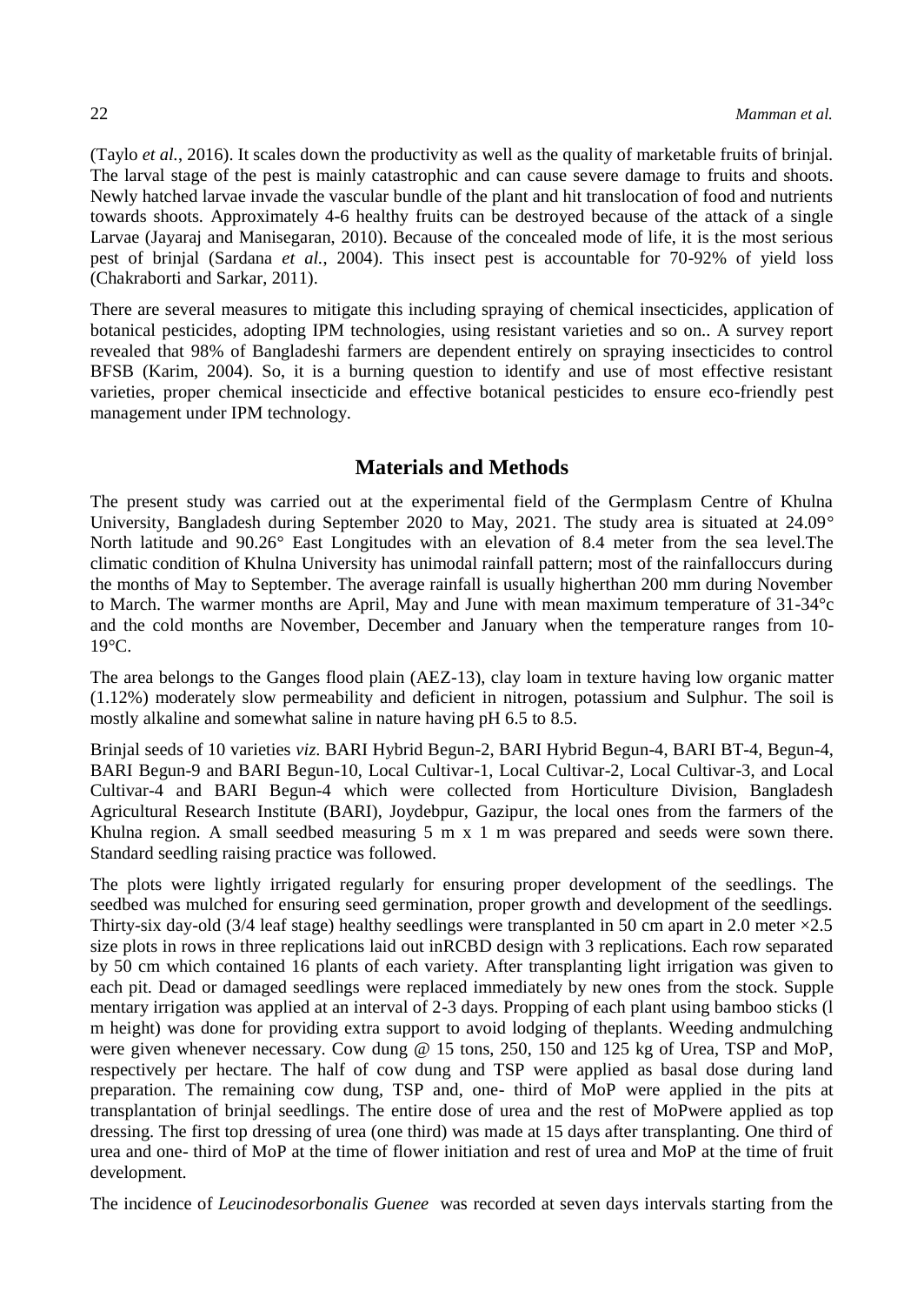(Taylo *et al.*, 2016). It scales down the productivity as well as the quality of marketable fruits of brinjal. The larval stage of the pest is mainly catastrophic and can cause severe damage to fruits and shoots. Newly hatched larvae invade the vascular bundle of the plant and hit translocation of food and nutrients towards shoots. Approximately 4-6 healthy fruits can be destroyed because of the attack of a single Larvae (Jayaraj and Manisegaran, 2010). Because of the concealed mode of life, it is the most serious pest of brinjal (Sardana *et al.*, 2004). This insect pest is accountable for 70-92% of yield loss (Chakraborti and Sarkar, 2011).

There are several measures to mitigate this including spraying of chemical insecticides, application of botanical pesticides, adopting IPM technologies, using resistant varieties and so on.. A survey report revealed that 98% of Bangladeshi farmers are dependent entirely on spraying insecticides to control BFSB (Karim, 2004). So, it is a burning question to identify and use of most effective resistant varieties, proper chemical insecticide and effective botanical pesticides to ensure eco-friendly pest management under IPM technology.

## Materials and Methods

The present study was carried out at the experimental field of the Germplasm Centre of Khulna University, Bangladesh during September 2020 to May, 2021. The study area is situated at 24.09° North latitude and 90.26° East Longitudes with an elevation of 8.4 meter from the sea level.The climatic condition of Khulna University has unimodal rainfall pattern; most of the rainfalloccurs during the months of May to September. The average rainfall is usually higherthan 200 mm during November to March. The warmer months are April, May and June with mean maximum temperature of 31-34°c and the cold months are November, December and January when the temperature ranges from 10-19°C.

The area belongs to the Ganges flood plain (AEZ-13), clay loam in texture having low organic matter (1.12%) moderately slow permeability and deficient in nitrogen, potassium and Sulphur. The soil is mostly alkaline and somewhat saline in nature having pH 6.5 to 8.5.

Brinjal seeds of 10 varieties *viz.* BARI Hybrid Begun-2, BARI Hybrid Begun-4, BARI BT-4, Begun-4, BARI Begun-9 and BARI Begun-10, Local Cultivar-1, Local Cultivar-2, Local Cultivar-3, and Local Cultivar-4 and BARI Begun-4 which were collected from Horticulture Division, Bangladesh Agricultural Research Institute (BARI), Joydebpur, Gazipur, the local ones from the farmers of the Khulna region. A small seedbed measuring 5 m x 1 m was prepared and seeds were sown there. Standard seedling raising practice was followed.

The plots were lightly irrigated regularly for ensuring proper development of the seedlings. The seedbed was mulched for ensuring seed germination, proper growth and development of the seedlings. Thirty-six day-old (3/4 leaf stage) healthy seedlings were transplanted in 50 cm apart in 2.0 meter ×2.5 size plots in rows in three replications laid out inRCBD design with 3 replications. Each row separated by 50 cm which contained 16 plants of each variety. After transplanting light irrigation was given to each pit. Dead or damaged seedlings were replaced immediately by new ones from the stock. Supple mentary irrigation was applied at an interval of 2-3 days. Propping of each plant using bamboo sticks (l m height) was done for providing extra support to avoid lodging of theplants. Weeding andmulching were given whenever necessary. Cow dung @ 15 tons, 250, 150 and 125 kg of Urea, TSP and MoP, respectively per hectare. The half of cow dung and TSP were applied as basal dose during land preparation. The remaining cow dung, TSP and, one- third of MoP were applied in the pits at transplantation of brinjal seedlings. The entire dose of urea and the rest of MoPwere applied as top dressing. The first top dressing of urea (one third) was made at 15 days after transplanting. One third of urea and one- third of MoP at the time of flower initiation and rest of urea and MoP at the time of fruit development.

The incidence of *Leucinodesorbonalis Guenee* was recorded at seven days intervals starting from the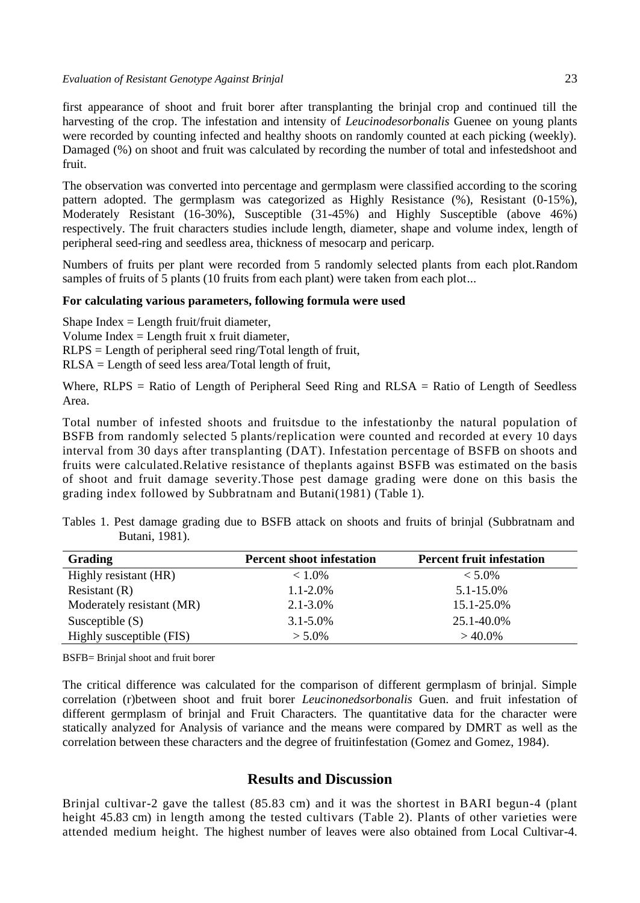first appearance of shoot and fruit borer after transplanting the brinjal crop and continued till the harvesting of the crop. The infestation and intensity of *Leucinodesorbonalis* Guenee on young plants were recorded by counting infected and healthy shoots on randomly counted at each picking (weekly). Damaged (%) on shoot and fruit was calculated by recording the number of total and infestedshoot and fruit.

The observation was converted into percentage and germplasm were classified according to the scoring pattern adopted. The germplasm was categorized as Highly Resistance (%), Resistant (0-15%), Moderately Resistant (16-30%), Susceptible (31-45%) and Highly Susceptible (above 46%) respectively. The fruit characters studies include length, diameter, shape and volume index, length of peripheral seed-ring and seedless area, thickness of mesocarp and pericarp.

Numbers of fruits per plant were recorded from 5 randomly selected plants from each plot.Random samples of fruits of 5 plants (10 fruits from each plant) were taken from each plot...

**For calculating various parameters, following formula were used**

Shape Index = Length fruit/fruit diameter,
Volume Index = Length fruit x fruit diameter,
RLPS = Length of peripheral seed ring/Total length of fruit,
RLSA = Length of seed less area/Total length of fruit,

Where, RLPS = Ratio of Length of Peripheral Seed Ring and RLSA = Ratio of Length of Seedless Area.

Total number of infested shoots and fruitsdue to the infestationby the natural population of BSFB from randomly selected 5 plants/replication were counted and recorded at every 10 days interval from 30 days after transplanting (DAT). Infestation percentage of BSFB on shoots and fruits were calculated.Relative resistance of theplants against BSFB was estimated on the basis of shoot and fruit damage severity.Those pest damage grading were done on this basis the grading index followed by Subbratnam and Butani(1981) (Table 1).

Tables 1. Pest damage grading due to BSFB attack on shoots and fruits of brinjal (Subbratnam and Butani, 1981).

| Grading | Percent shoot infestation | Percent fruit infestation |
|---|---|---|
| Highly resistant (HR) | < 1.0% | < 5.0% |
| Resistant (R) | 1.1-2.0% | 5.1-15.0% |
| Moderately resistant (MR) | 2.1-3.0% | 15.1-25.0% |
| Susceptible (S) | 3.1-5.0% | 25.1-40.0% |
| Highly susceptible (FIS) | > 5.0% | > 40.0% |

BSFB= Brinjal shoot and fruit borer

The critical difference was calculated for the comparison of different germplasm of brinjal. Simple correlation (r)between shoot and fruit borer *Leucinonedsorbonalis* Guen. and fruit infestation of different germplasm of brinjal and Fruit Characters. The quantitative data for the character were statically analyzed for Analysis of variance and the means were compared by DMRT as well as the correlation between these characters and the degree of fruitinfestation (Gomez and Gomez, 1984).

## Results and Discussion

Brinjal cultivar-2 gave the tallest (85.83 cm) and it was the shortest in BARI begun-4 (plant height 45.83 cm) in length among the tested cultivars (Table 2). Plants of other varieties were attended medium height. The highest number of leaves were also obtained from Local Cultivar-4.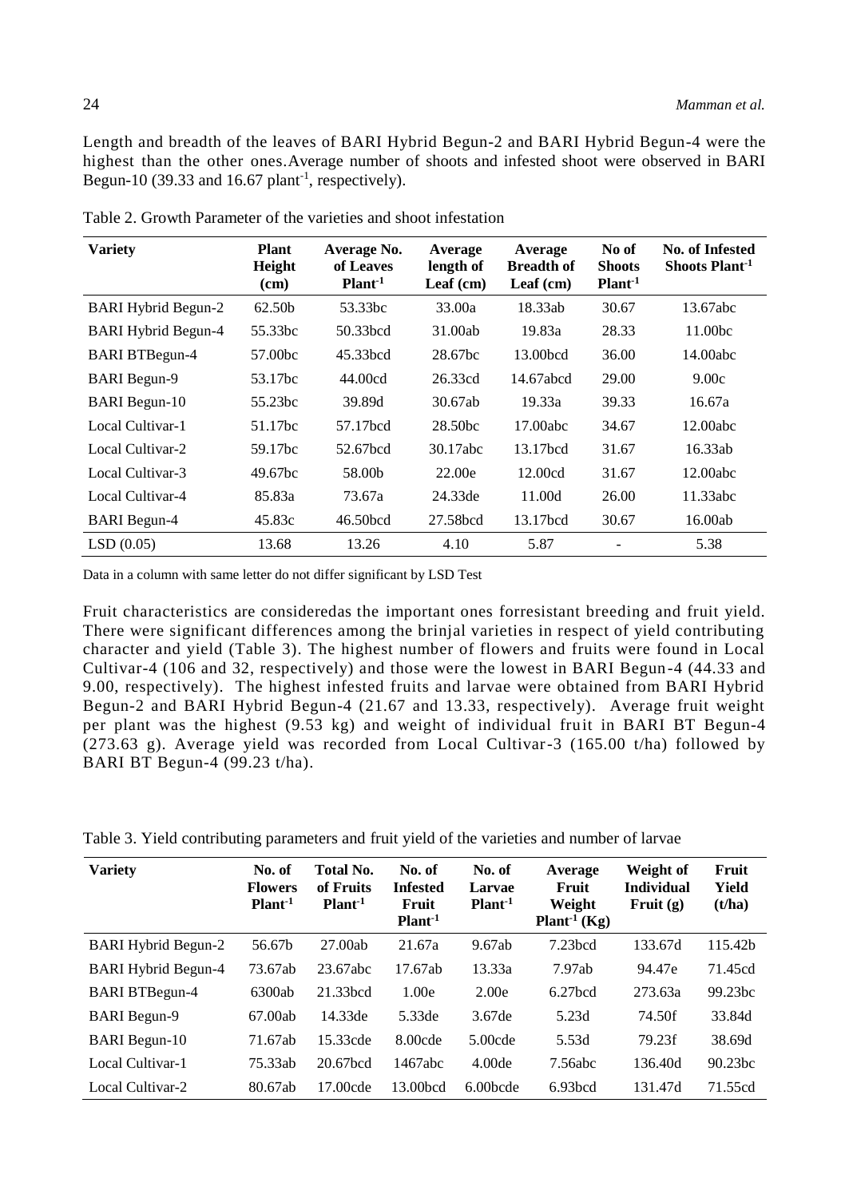Length and breadth of the leaves of BARI Hybrid Begun-2 and BARI Hybrid Begun-4 were the highest than the other ones.Average number of shoots and infested shoot were observed in BARI Begun-10 (39.33 and 16.67 plant$^{-1}$, respectively).

Table 2. Growth Parameter of the varieties and shoot infestation

| Variety | Plant Height (cm) | Average No. of Leaves Plant$^{-1}$ | Average length of Leaf (cm) | Average Breadth of Leaf (cm) | No of Shoots Plant$^{-1}$ | No. of Infested Shoots Plant$^{-1}$ |
|---|---|---|---|---|---|---|
| BARI Hybrid Begun-2 | 62.50b | 53.33bc | 33.00a | 18.33ab | 30.67 | 13.67abc |
| BARI Hybrid Begun-4 | 55.33bc | 50.33bcd | 31.00ab | 19.83a | 28.33 | 11.00bc |
| BARI BTBegun-4 | 57.00bc | 45.33bcd | 28.67bc | 13.00bcd | 36.00 | 14.00abc |
| BARI Begun-9 | 53.17bc | 44.00cd | 26.33cd | 14.67abcd | 29.00 | 9.00c |
| BARI Begun-10 | 55.23bc | 39.89d | 30.67ab | 19.33a | 39.33 | 16.67a |
| Local Cultivar-1 | 51.17bc | 57.17bcd | 28.50bc | 17.00abc | 34.67 | 12.00abc |
| Local Cultivar-2 | 59.17bc | 52.67bcd | 30.17abc | 13.17bcd | 31.67 | 16.33ab |
| Local Cultivar-3 | 49.67bc | 58.00b | 22.00e | 12.00cd | 31.67 | 12.00abc |
| Local Cultivar-4 | 85.83a | 73.67a | 24.33de | 11.00d | 26.00 | 11.33abc |
| BARI Begun-4 | 45.83c | 46.50bcd | 27.58bcd | 13.17bcd | 30.67 | 16.00ab |
| LSD (0.05) | 13.68 | 13.26 | 4.10 | 5.87 | - | 5.38 |

Data in a column with same letter do not differ significant by LSD Test

Fruit characteristics are consideredas the important ones forresistant breeding and fruit yield. There were significant differences among the brinjal varieties in respect of yield contributing character and yield (Table 3). The highest number of flowers and fruits were found in Local Cultivar-4 (106 and 32, respectively) and those were the lowest in BARI Begun-4 (44.33 and 9.00, respectively). The highest infested fruits and larvae were obtained from BARI Hybrid Begun-2 and BARI Hybrid Begun-4 (21.67 and 13.33, respectively). Average fruit weight per plant was the highest (9.53 kg) and weight of individual fruit in BARI BT Begun-4 (273.63 g). Average yield was recorded from Local Cultivar-3 (165.00 t/ha) followed by BARI BT Begun-4 (99.23 t/ha).

Table 3. Yield contributing parameters and fruit yield of the varieties and number of larvae

| Variety | No. of Flowers Plant$^{-1}$ | Total No. of Fruits Plant$^{-1}$ | No. of Infested Fruit Plant$^{-1}$ | No. of Larvae Plant$^{-1}$ | Average Fruit Weight Plant$^{-1}$ (Kg) | Weight of Individual Fruit (g) | Fruit Yield (t/ha) |
|---|---|---|---|---|---|---|---|
| BARI Hybrid Begun-2 | 56.67b | 27.00ab | 21.67a | 9.67ab | 7.23bcd | 133.67d | 115.42b |
| BARI Hybrid Begun-4 | 73.67ab | 23.67abc | 17.67ab | 13.33a | 7.97ab | 94.47e | 71.45cd |
| BARI BTBegun-4 | 6300ab | 21.33bcd | 1.00e | 2.00e | 6.27bcd | 273.63a | 99.23bc |
| BARI Begun-9 | 67.00ab | 14.33de | 5.33de | 3.67de | 5.23d | 74.50f | 33.84d |
| BARI Begun-10 | 71.67ab | 15.33cde | 8.00cde | 5.00cde | 5.53d | 79.23f | 38.69d |
| Local Cultivar-1 | 75.33ab | 20.67bcd | 1467abc | 4.00de | 7.56abc | 136.40d | 90.23bc |
| Local Cultivar-2 | 80.67ab | 17.00cde | 13.00bcd | 6.00bcde | 6.93bcd | 131.47d | 71.55cd |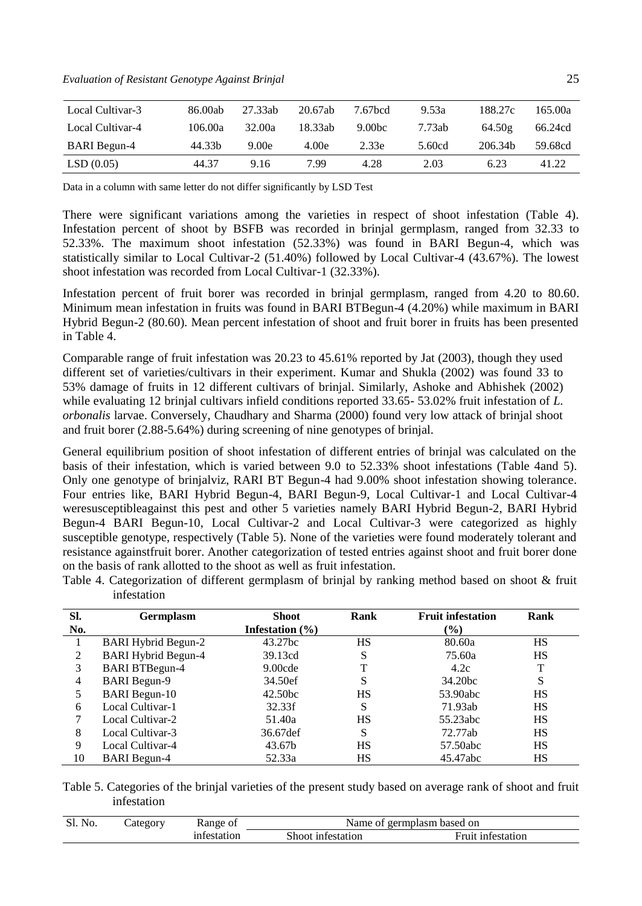| Local Cultivar-3 | 86.00ab | 27.33ab | 20.67ab | 7.67bcd | 9.53a | 188.27c | 165.00a |
|---|---|---|---|---|---|---|---|
| Local Cultivar-4 | 106.00a | 32.00a | 18.33ab | 9.00bc | 7.73ab | 64.50g | 66.24cd |
| BARI Begun-4 | 44.33b | 9.00e | 4.00e | 2.33e | 5.60cd | 206.34b | 59.68cd |
| LSD (0.05) | 44.37 | 9.16 | 7.99 | 4.28 | 2.03 | 6.23 | 41.22 |

Data in a column with same letter do not differ significantly by LSD Test

There were significant variations among the varieties in respect of shoot infestation (Table 4). Infestation percent of shoot by BSFB was recorded in brinjal germplasm, ranged from 32.33 to 52.33%. The maximum shoot infestation (52.33%) was found in BARI Begun-4, which was statistically similar to Local Cultivar-2 (51.40%) followed by Local Cultivar-4 (43.67%). The lowest shoot infestation was recorded from Local Cultivar-1 (32.33%).

Infestation percent of fruit borer was recorded in brinjal germplasm, ranged from 4.20 to 80.60. Minimum mean infestation in fruits was found in BARI BTBegun-4 (4.20%) while maximum in BARI Hybrid Begun-2 (80.60). Mean percent infestation of shoot and fruit borer in fruits has been presented in Table 4.

Comparable range of fruit infestation was 20.23 to 45.61% reported by Jat (2003), though they used different set of varieties/cultivars in their experiment. Kumar and Shukla (2002) was found 33 to 53% damage of fruits in 12 different cultivars of brinjal. Similarly, Ashoke and Abhishek (2002) while evaluating 12 brinjal cultivars infield conditions reported 33.65- 53.02% fruit infestation of *L. orbonalis* larvae. Conversely, Chaudhary and Sharma (2000) found very low attack of brinjal shoot and fruit borer (2.88-5.64%) during screening of nine genotypes of brinjal.

General equilibrium position of shoot infestation of different entries of brinjal was calculated on the basis of their infestation, which is varied between 9.0 to 52.33% shoot infestations (Table 4and 5). Only one genotype of brinjalviz, RARI BT Begun-4 had 9.00% shoot infestation showing tolerance. Four entries like, BARI Hybrid Begun-4, BARI Begun-9, Local Cultivar-1 and Local Cultivar-4 weresusceptibleagainst this pest and other 5 varieties namely BARI Hybrid Begun-2, BARI Hybrid Begun-4 BARI Begun-10, Local Cultivar-2 and Local Cultivar-3 were categorized as highly susceptible genotype, respectively (Table 5). None of the varieties were found moderately tolerant and resistance againstfruit borer. Another categorization of tested entries against shoot and fruit borer done on the basis of rank allotted to the shoot as well as fruit infestation.

Table 4. Categorization of different germplasm of brinjal by ranking method based on shoot & fruit infestation

| Sl. No. | Germplasm | Shoot Infestation (%) | Rank | Fruit infestation (%) | Rank |
|---|---|---|---|---|---|
| 1 | BARI Hybrid Begun-2 | 43.27bc | HS | 80.60a | HS |
| 2 | BARI Hybrid Begun-4 | 39.13cd | S | 75.60a | HS |
| 3 | BARI BTBegun-4 | 9.00cde | T | 4.2c | T |
| 4 | BARI Begun-9 | 34.50ef | S | 34.20bc | S |
| 5 | BARI Begun-10 | 42.50bc | HS | 53.90abc | HS |
| 6 | Local Cultivar-1 | 32.33f | S | 71.93ab | HS |
| 7 | Local Cultivar-2 | 51.40a | HS | 55.23abc | HS |
| 8 | Local Cultivar-3 | 36.67def | S | 72.77ab | HS |
| 9 | Local Cultivar-4 | 43.67b | HS | 57.50abc | HS |
| 10 | BARI Begun-4 | 52.33a | HS | 45.47abc | HS |

Table 5. Categories of the brinjal varieties of the present study based on average rank of shoot and fruit infestation

| Sl. No. | Category | Range of infestation | Name of germplasm based on | |
|---|---|---|---|---|
| | | | Shoot infestation | Fruit infestation |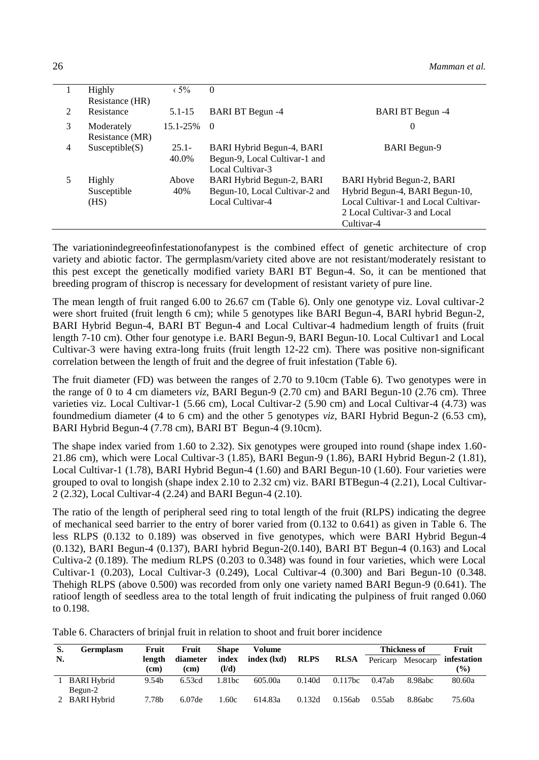| 1 | Highly Resistance (HR) | ‹ 5% | 0 | |
|---|---|---|---|---|
| 2 | Resistance | 5.1-15 | BARI BT Begun -4 | BARI BT Begun -4 |
| 3 | Moderately Resistance (MR) | 15.1-25% | 0 | 0 |
| 4 | Susceptible(S) | 25.1-40.0% | BARI Hybrid Begun-4, BARI Begun-9, Local Cultivar-1 and Local Cultivar-3 | BARI Begun-9 |
| 5 | Highly Susceptible (HS) | Above 40% | BARI Hybrid Begun-2, BARI Begun-10, Local Cultivar-2 and Local Cultivar-4 | BARI Hybrid Begun-2, BARI Hybrid Begun-4, BARI Begun-10, Local Cultivar-1 and Local Cultivar-2 Local Cultivar-3 and Local Cultivar-4 |

The variationindegreeofinfestationofanypest is the combined effect of genetic architecture of crop variety and abiotic factor. The germplasm/variety cited above are not resistant/moderately resistant to this pest except the genetically modified variety BARI BT Begun-4. So, it can be mentioned that breeding program of thiscrop is necessary for development of resistant variety of pure line.

The mean length of fruit ranged 6.00 to 26.67 cm (Table 6). Only one genotype viz. Loval cultivar-2 were short fruited (fruit length 6 cm); while 5 genotypes like BARI Begun-4, BARI hybrid Begun-2, BARI Hybrid Begun-4, BARI BT Begun-4 and Local Cultivar-4 hadmedium length of fruits (fruit length 7-10 cm). Other four genotype i.e. BARI Begun-9, BARI Begun-10. Local Cultivar1 and Local Cultivar-3 were having extra-long fruits (fruit length 12-22 cm). There was positive non-significant correlation between the length of fruit and the degree of fruit infestation (Table 6).

The fruit diameter (FD) was between the ranges of 2.70 to 9.10cm (Table 6). Two genotypes were in the range of 0 to 4 cm diameters *viz*, BARI Begun-9 (2.70 cm) and BARI Begun-10 (2.76 cm). Three varieties viz. Local Cultivar-1 (5.66 cm), Local Cultivar-2 (5.90 cm) and Local Cultivar-4 (4.73) was foundmedium diameter (4 to 6 cm) and the other 5 genotypes *viz*, BARI Hybrid Begun-2 (6.53 cm), BARI Hybrid Begun-4 (7.78 cm), BARI BT Begun-4 (9.10cm).

The shape index varied from 1.60 to 2.32). Six genotypes were grouped into round (shape index 1.60-21.86 cm), which were Local Cultivar-3 (1.85), BARI Begun-9 (1.86), BARI Hybrid Begun-2 (1.81), Local Cultivar-1 (1.78), BARI Hybrid Begun-4 (1.60) and BARI Begun-10 (1.60). Four varieties were grouped to oval to longish (shape index 2.10 to 2.32 cm) viz. BARI BTBegun-4 (2.21), Local Cultivar-2 (2.32), Local Cultivar-4 (2.24) and BARI Begun-4 (2.10).

The ratio of the length of peripheral seed ring to total length of the fruit (RLPS) indicating the degree of mechanical seed barrier to the entry of borer varied from (0.132 to 0.641) as given in Table 6. The less RLPS (0.132 to 0.189) was observed in five genotypes, which were BARI Hybrid Begun-4 (0.132), BARI Begun-4 (0.137), BARI hybrid Begun-2(0.140), BARI BT Begun-4 (0.163) and Local Cultiva-2 (0.189). The medium RLPS (0.203 to 0.348) was found in four varieties, which were Local Cultivar-1 (0.203), Local Cultivar-3 (0.249), Local Cultivar-4 (0.300) and Bari Begun-10 (0.348. Thehigh RLPS (above 0.500) was recorded from only one variety named BARI Begun-9 (0.641). The ratioof length of seedless area to the total length of fruit indicating the pulpiness of fruit ranged 0.060 to 0.198.

Table 6. Characters of brinjal fruit in relation to shoot and fruit borer incidence

| S. N. | Germplasm | Fruit length (cm) | Fruit diameter (cm) | Shape index (l/d) | Volume index (lxd) | RLPS | RLSA | Thickness of | | Fruit infestation (%) |
|---|---|---|---|---|---|---|---|---|---|---|
| | | | | | | | | Pericarp | Mesocarp | |
| 1 | BARI Hybrid Begun-2 | 9.54b | 6.53cd | 1.81bc | 605.00a | 0.140d | 0.117bc | 0.47ab | 8.98abc | 80.60a |
| 2 | BARI Hybrid | 7.78b | 6.07de | 1.60c | 614.83a | 0.132d | 0.156ab | 0.55ab | 8.86abc | 75.60a |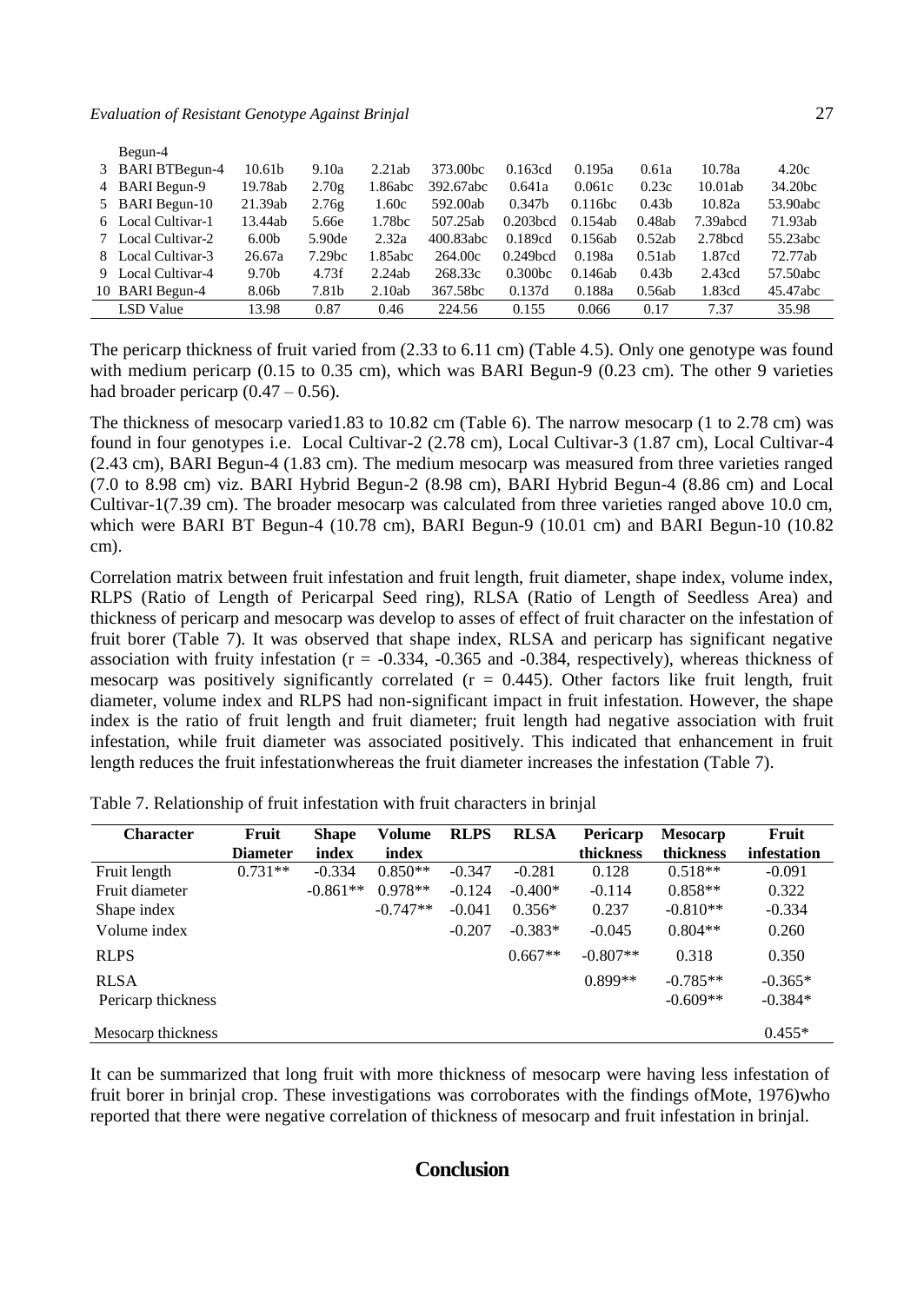| | Begun-4 | | | | | | | | | |
|---|---|---|---|---|---|---|---|---|---|---|
| 3 | BARI BTBegun-4 | 10.61b | 9.10a | 2.21ab | 373.00bc | 0.163cd | 0.195a | 0.61a | 10.78a | 4.20c |
| 4 | BARI Begun-9 | 19.78ab | 2.70g | 1.86abc | 392.67abc | 0.641a | 0.061c | 0.23c | 10.01ab | 34.20bc |
| 5 | BARI Begun-10 | 21.39ab | 2.76g | 1.60c | 592.00ab | 0.347b | 0.116bc | 0.43b | 10.82a | 53.90abc |
| 6 | Local Cultivar-1 | 13.44ab | 5.66e | 1.78bc | 507.25ab | 0.203bcd | 0.154ab | 0.48ab | 7.39abcd | 71.93ab |
| 7 | Local Cultivar-2 | 6.00b | 5.90de | 2.32a | 400.83abc | 0.189cd | 0.156ab | 0.52ab | 2.78bcd | 55.23abc |
| 8 | Local Cultivar-3 | 26.67a | 7.29bc | 1.85abc | 264.00c | 0.249bcd | 0.198a | 0.51ab | 1.87cd | 72.77ab |
| 9 | Local Cultivar-4 | 9.70b | 4.73f | 2.24ab | 268.33c | 0.300bc | 0.146ab | 0.43b | 2.43cd | 57.50abc |
| 10 | BARI Begun-4 | 8.06b | 7.81b | 2.10ab | 367.58bc | 0.137d | 0.188a | 0.56ab | 1.83cd | 45.47abc |
| | LSD Value | 13.98 | 0.87 | 0.46 | 224.56 | 0.155 | 0.066 | 0.17 | 7.37 | 35.98 |

The pericarp thickness of fruit varied from (2.33 to 6.11 cm) (Table 4.5). Only one genotype was found with medium pericarp (0.15 to 0.35 cm), which was BARI Begun-9 (0.23 cm). The other 9 varieties had broader pericarp (0.47 – 0.56).

The thickness of mesocarp varied1.83 to 10.82 cm (Table 6). The narrow mesocarp (1 to 2.78 cm) was found in four genotypes i.e. Local Cultivar-2 (2.78 cm), Local Cultivar-3 (1.87 cm), Local Cultivar-4 (2.43 cm), BARI Begun-4 (1.83 cm). The medium mesocarp was measured from three varieties ranged (7.0 to 8.98 cm) viz. BARI Hybrid Begun-2 (8.98 cm), BARI Hybrid Begun-4 (8.86 cm) and Local Cultivar-1(7.39 cm). The broader mesocarp was calculated from three varieties ranged above 10.0 cm, which were BARI BT Begun-4 (10.78 cm), BARI Begun-9 (10.01 cm) and BARI Begun-10 (10.82 cm).

Correlation matrix between fruit infestation and fruit length, fruit diameter, shape index, volume index, RLPS (Ratio of Length of Pericarpal Seed ring), RLSA (Ratio of Length of Seedless Area) and thickness of pericarp and mesocarp was develop to asses of effect of fruit character on the infestation of fruit borer (Table 7). It was observed that shape index, RLSA and pericarp has significant negative association with fruity infestation ($r$ = -0.334, -0.365 and -0.384, respectively), whereas thickness of mesocarp was positively significantly correlated ($r$ = 0.445). Other factors like fruit length, fruit diameter, volume index and RLPS had non-significant impact in fruit infestation. However, the shape index is the ratio of fruit length and fruit diameter; fruit length had negative association with fruit infestation, while fruit diameter was associated positively. This indicated that enhancement in fruit length reduces the fruit infestationwhereas the fruit diameter increases the infestation (Table 7).

Table 7. Relationship of fruit infestation with fruit characters in brinjal

| Character | Fruit Diameter | Shape index | Volume index | RLPS | RLSA | Pericarp thickness | Mesocarp thickness | Fruit infestation |
|---|---|---|---|---|---|---|---|---|
| Fruit length | 0.731** | -0.334 | 0.850** | -0.347 | -0.281 | 0.128 | 0.518** | -0.091 |
| Fruit diameter | | -0.861** | 0.978** | -0.124 | -0.400* | -0.114 | 0.858** | 0.322 |
| Shape index | | | -0.747** | -0.041 | 0.356* | 0.237 | -0.810** | -0.334 |
| Volume index | | | | -0.207 | -0.383* | -0.045 | 0.804** | 0.260 |
| RLPS | | | | | 0.667** | -0.807** | 0.318 | 0.350 |
| RLSA | | | | | | 0.899** | -0.785** | -0.365* |
| Pericarp thickness | | | | | | | -0.609** | -0.384* |
| Mesocarp thickness | | | | | | | | 0.455* |

It can be summarized that long fruit with more thickness of mesocarp were having less infestation of fruit borer in brinjal crop. These investigations was corroborates with the findings ofMote, 1976)who reported that there were negative correlation of thickness of mesocarp and fruit infestation in brinjal.

## Conclusion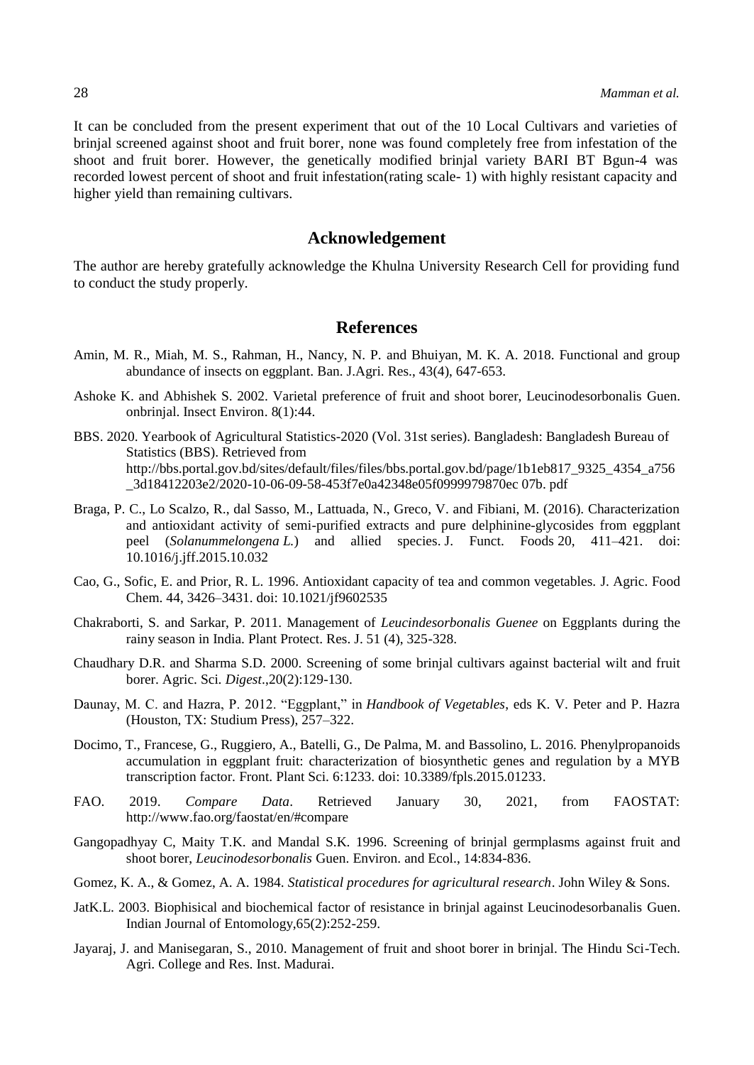It can be concluded from the present experiment that out of the 10 Local Cultivars and varieties of brinjal screened against shoot and fruit borer, none was found completely free from infestation of the shoot and fruit borer. However, the genetically modified brinjal variety BARI BT Bgun-4 was recorded lowest percent of shoot and fruit infestation(rating scale- 1) with highly resistant capacity and higher yield than remaining cultivars.

## Acknowledgement

The author are hereby gratefully acknowledge the Khulna University Research Cell for providing fund to conduct the study properly.

## References

Amin, M. R., Miah, M. S., Rahman, H., Nancy, N. P. and Bhuiyan, M. K. A. 2018. Functional and group abundance of insects on eggplant. Ban. J.Agri. Res., 43(4), 647-653.

Ashoke K. and Abhishek S. 2002. Varietal preference of fruit and shoot borer, Leucinodesorbonalis Guen. onbrinjal. Insect Environ. 8(1):44.

BBS. 2020. Yearbook of Agricultural Statistics-2020 (Vol. 31st series). Bangladesh: Bangladesh Bureau of Statistics (BBS). Retrieved from http://bbs.portal.gov.bd/sites/default/files/files/bbs.portal.gov.bd/page/1b1eb817_9325_4354_a756_3d18412203e2/2020-10-06-09-58-453f7e0a42348e05f0999979870ec 07b. pdf

Braga, P. C., Lo Scalzo, R., dal Sasso, M., Lattuada, N., Greco, V. and Fibiani, M. (2016). Characterization and antioxidant activity of semi-purified extracts and pure delphinine-glycosides from eggplant peel (*Solanummelongena L.*) and allied species. J. Funct. Foods 20, 411–421. doi: 10.1016/j.jff.2015.10.032

Cao, G., Sofic, E. and Prior, R. L. 1996. Antioxidant capacity of tea and common vegetables. J. Agric. Food Chem. 44, 3426–3431. doi: 10.1021/jf9602535

Chakraborti, S. and Sarkar, P. 2011. Management of *Leucindesorbonalis Guenee* on Eggplants during the rainy season in India. Plant Protect. Res. J. 51 (4), 325-328.

Chaudhary D.R. and Sharma S.D. 2000. Screening of some brinjal cultivars against bacterial wilt and fruit borer. Agric. Sci. *Digest*.,20(2):129-130.

Daunay, M. C. and Hazra, P. 2012. "Eggplant," in *Handbook of Vegetables*, eds K. V. Peter and P. Hazra (Houston, TX: Studium Press), 257–322.

Docimo, T., Francese, G., Ruggiero, A., Batelli, G., De Palma, M. and Bassolino, L. 2016. Phenylpropanoids accumulation in eggplant fruit: characterization of biosynthetic genes and regulation by a MYB transcription factor. Front. Plant Sci. 6:1233. doi: 10.3389/fpls.2015.01233.

FAO. 2019. *Compare Data*. Retrieved January 30, 2021, from FAOSTAT: http://www.fao.org/faostat/en/#compare

Gangopadhyay C, Maity T.K. and Mandal S.K. 1996. Screening of brinjal germplasms against fruit and shoot borer, *Leucinodesorbonalis* Guen. Environ. and Ecol., 14:834-836.

Gomez, K. A., & Gomez, A. A. 1984. *Statistical procedures for agricultural research*. John Wiley & Sons.

JatK.L. 2003. Biophisical and biochemical factor of resistance in brinjal against Leucinodesorbanalis Guen. Indian Journal of Entomology,65(2):252-259.

Jayaraj, J. and Manisegaran, S., 2010. Management of fruit and shoot borer in brinjal. The Hindu Sci-Tech. Agri. College and Res. Inst. Madurai.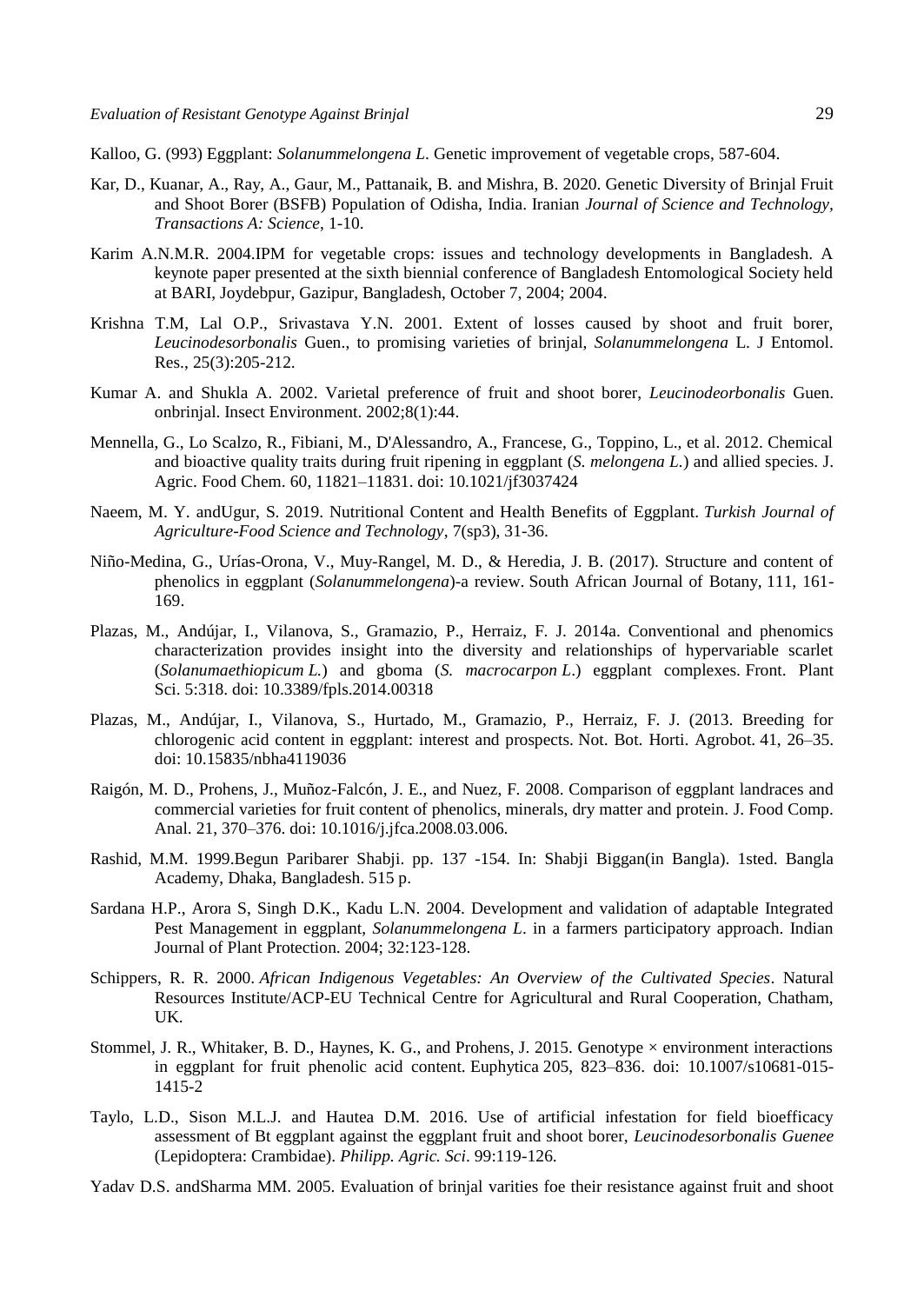Kalloo, G. (993) Eggplant: *Solanummelongena L*. Genetic improvement of vegetable crops, 587-604.

Kar, D., Kuanar, A., Ray, A., Gaur, M., Pattanaik, B. and Mishra, B. 2020. Genetic Diversity of Brinjal Fruit and Shoot Borer (BSFB) Population of Odisha, India. Iranian *Journal of Science and Technology, Transactions A: Science*, 1-10.

Karim A.N.M.R. 2004.IPM for vegetable crops: issues and technology developments in Bangladesh. A keynote paper presented at the sixth biennial conference of Bangladesh Entomological Society held at BARI, Joydebpur, Gazipur, Bangladesh, October 7, 2004; 2004.

Krishna T.M, Lal O.P., Srivastava Y.N. 2001. Extent of losses caused by shoot and fruit borer, *Leucinodesorbonalis* Guen., to promising varieties of brinjal, *Solanummelongena* L. J Entomol. Res., 25(3):205-212.

Kumar A. and Shukla A. 2002. Varietal preference of fruit and shoot borer, *Leucinodeorbonalis* Guen. onbrinjal. Insect Environment. 2002;8(1):44.

Mennella, G., Lo Scalzo, R., Fibiani, M., D'Alessandro, A., Francese, G., Toppino, L., et al. 2012. Chemical and bioactive quality traits during fruit ripening in eggplant (*S. melongena L.*) and allied species. J. Agric. Food Chem. 60, 11821–11831. doi: 10.1021/jf3037424

Naeem, M. Y. andUgur, S. 2019. Nutritional Content and Health Benefits of Eggplant. *Turkish Journal of Agriculture-Food Science and Technology*, 7(sp3), 31-36.

Niño-Medina, G., Urías-Orona, V., Muy-Rangel, M. D., & Heredia, J. B. (2017). Structure and content of phenolics in eggplant (*Solanummelongena*)-a review. South African Journal of Botany, 111, 161-169.

Plazas, M., Andújar, I., Vilanova, S., Gramazio, P., Herraiz, F. J. 2014a. Conventional and phenomics characterization provides insight into the diversity and relationships of hypervariable scarlet (*Solanumaethiopicum L.*) and gboma (*S. macrocarpon L*.) eggplant complexes. Front. Plant Sci. 5:318. doi: 10.3389/fpls.2014.00318

Plazas, M., Andújar, I., Vilanova, S., Hurtado, M., Gramazio, P., Herraiz, F. J. (2013. Breeding for chlorogenic acid content in eggplant: interest and prospects. Not. Bot. Horti. Agrobot. 41, 26–35. doi: 10.15835/nbha4119036

Raigón, M. D., Prohens, J., Muñoz-Falcón, J. E., and Nuez, F. 2008. Comparison of eggplant landraces and commercial varieties for fruit content of phenolics, minerals, dry matter and protein. J. Food Comp. Anal. 21, 370–376. doi: 10.1016/j.jfca.2008.03.006.

Rashid, M.M. 1999.Begun Paribarer Shabji. pp. 137 -154. In: Shabji Biggan(in Bangla). 1sted. Bangla Academy, Dhaka, Bangladesh. 515 p.

Sardana H.P., Arora S, Singh D.K., Kadu L.N. 2004. Development and validation of adaptable Integrated Pest Management in eggplant, *Solanummelongena L*. in a farmers participatory approach. Indian Journal of Plant Protection. 2004; 32:123-128.

Schippers, R. R. 2000. *African Indigenous Vegetables: An Overview of the Cultivated Species*. Natural Resources Institute/ACP-EU Technical Centre for Agricultural and Rural Cooperation, Chatham, UK.

Stommel, J. R., Whitaker, B. D., Haynes, K. G., and Prohens, J. 2015. Genotype × environment interactions in eggplant for fruit phenolic acid content. Euphytica 205, 823–836. doi: 10.1007/s10681-015-1415-2

Taylo, L.D., Sison M.L.J. and Hautea D.M. 2016. Use of artificial infestation for field bioefficacy assessment of Bt eggplant against the eggplant fruit and shoot borer, *Leucinodesorbonalis Guenee* (Lepidoptera: Crambidae). *Philipp. Agric. Sci*. 99:119-126.

Yadav D.S. andSharma MM. 2005. Evaluation of brinjal varities foe their resistance against fruit and shoot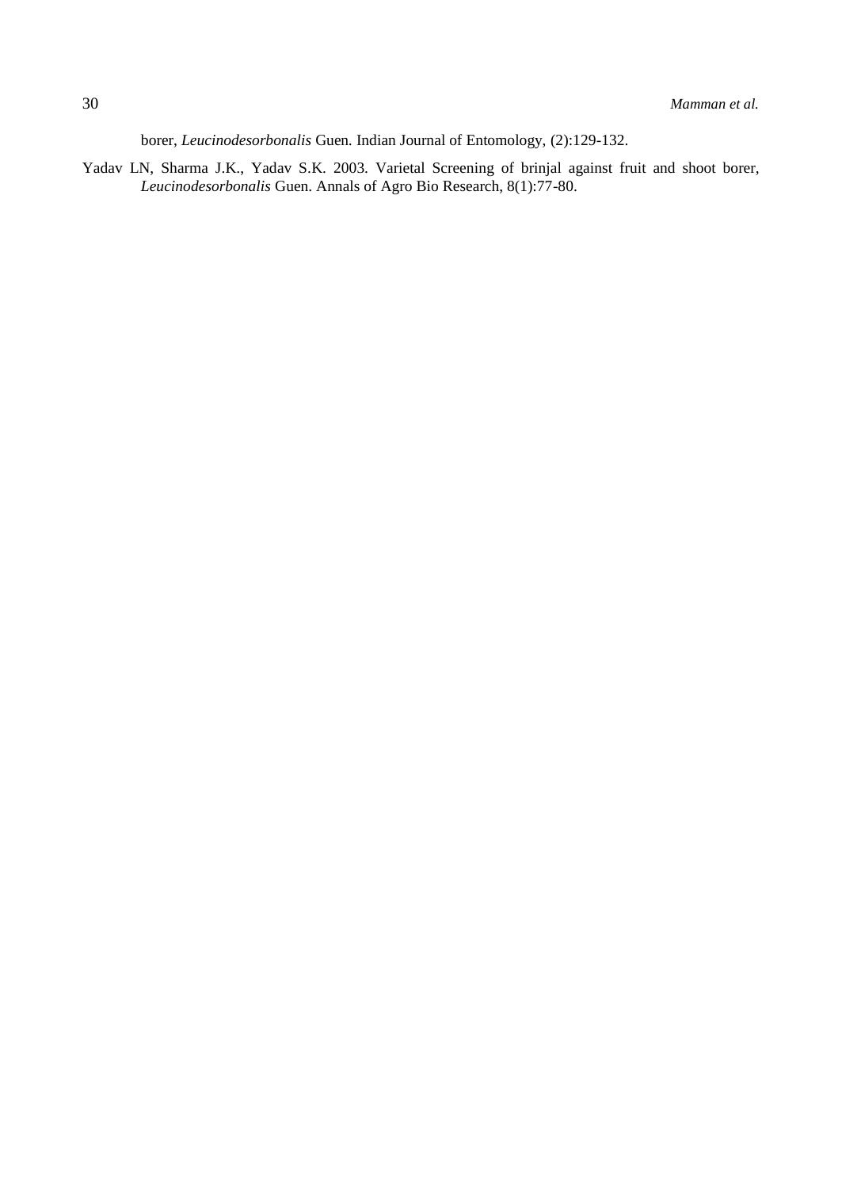borer, *Leucinodesorbonalis* Guen. Indian Journal of Entomology, (2):129-132.

Yadav LN, Sharma J.K., Yadav S.K. 2003. Varietal Screening of brinjal against fruit and shoot borer, *Leucinodesorbonalis* Guen. Annals of Agro Bio Research, 8(1):77-80.